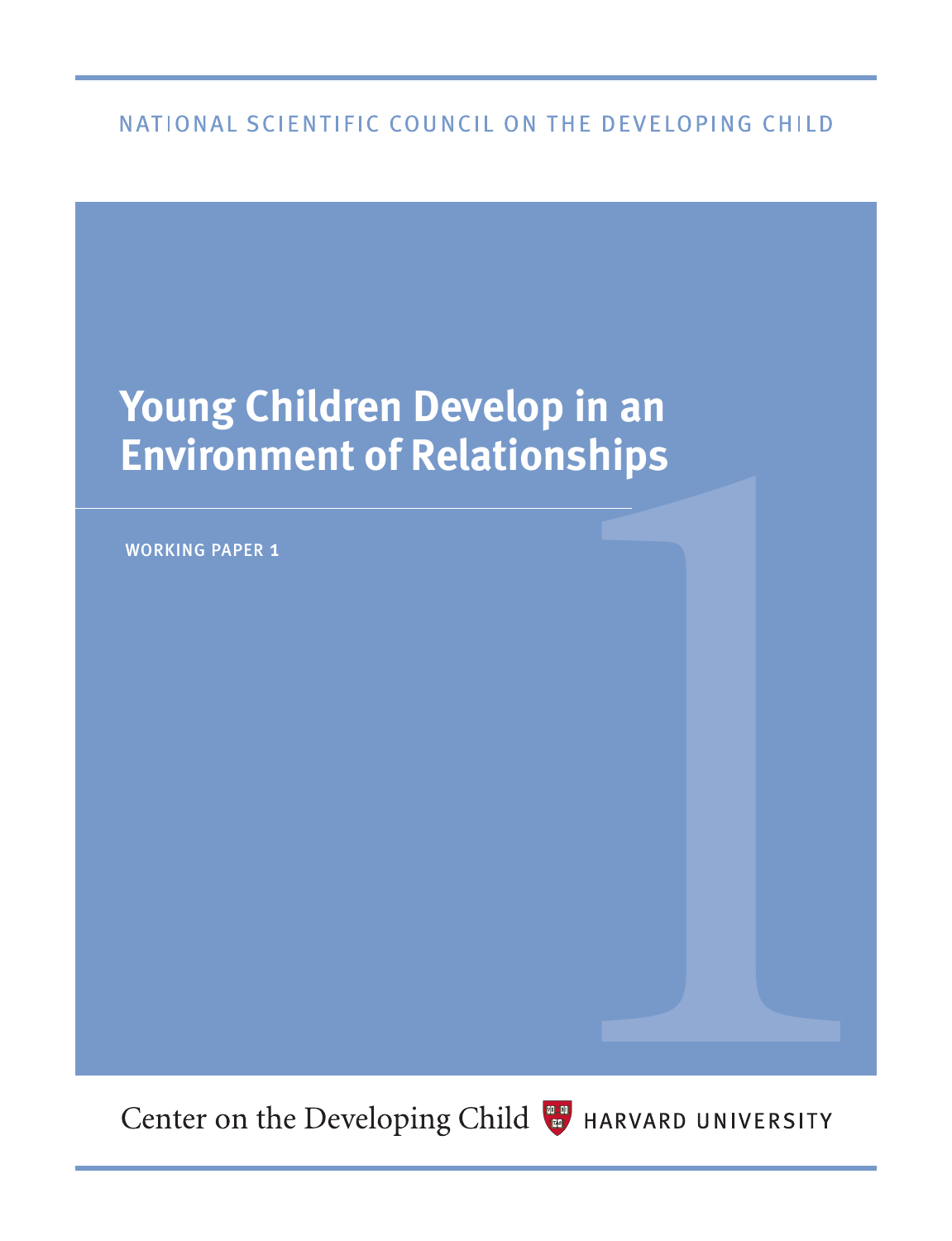NATIONAL SCIENTIFIC COUNCIL ON THE DEVELOPING CHILD

# Young Children Develop in an Environment of Relationships

WORKING PAPER 1

Center on the Developing Child HARVARD UNIVERSITY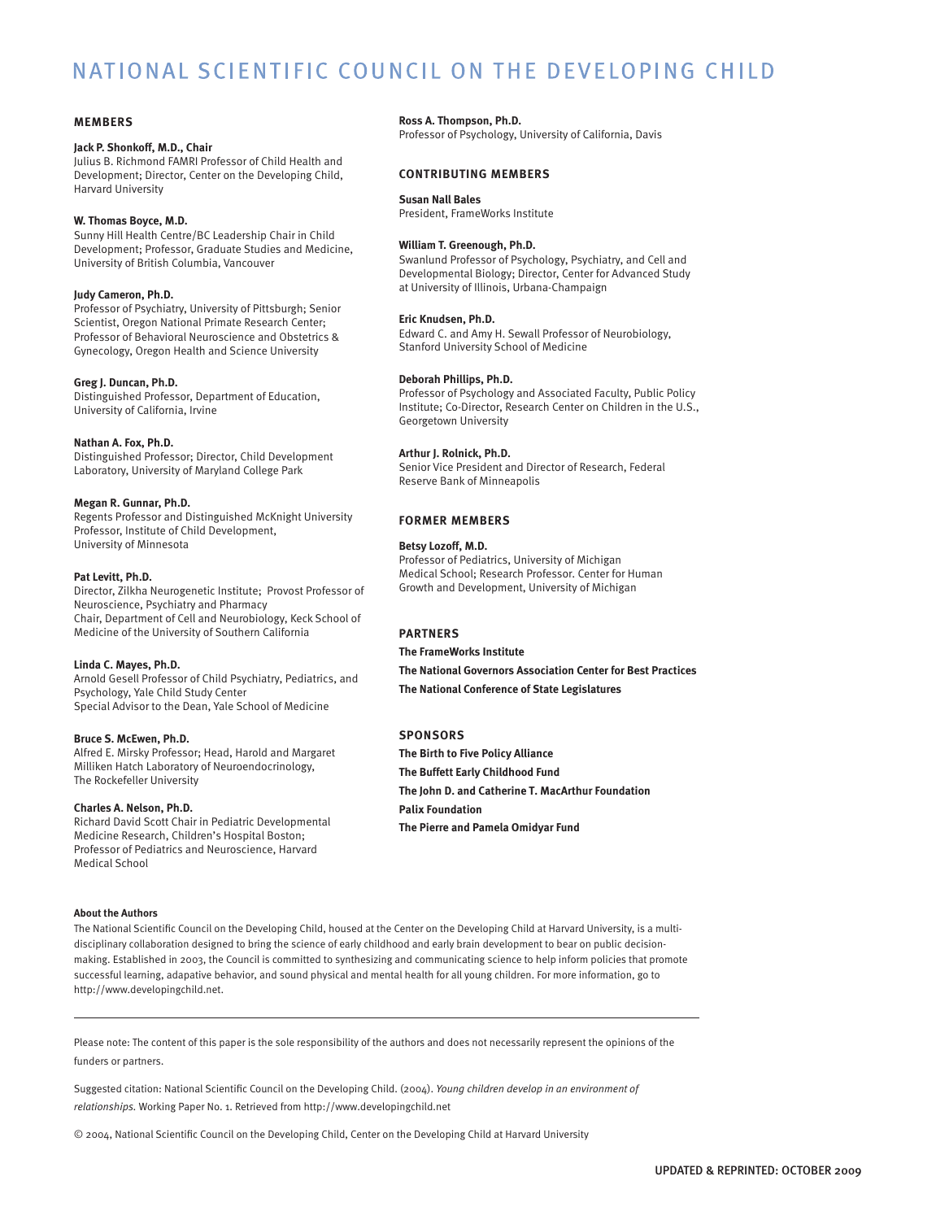# NATIONAL SCIENTIFIC COUNCIL ON THE DEVELOPING CHILD

## MEMBERS

**Jack P. Shonkoff, M.D., Chair**
Julius B. Richmond FAMRI Professor of Child Health and Development; Director, Center on the Developing Child, Harvard University

**W. Thomas Boyce, M.D.**
Sunny Hill Health Centre/BC Leadership Chair in Child Development; Professor, Graduate Studies and Medicine, University of British Columbia, Vancouver

**Judy Cameron, Ph.D.**
Professor of Psychiatry, University of Pittsburgh; Senior Scientist, Oregon National Primate Research Center; Professor of Behavioral Neuroscience and Obstetrics & Gynecology, Oregon Health and Science University

**Greg J. Duncan, Ph.D.**
Distinguished Professor, Department of Education, University of California, Irvine

**Nathan A. Fox, Ph.D.**
Distinguished Professor; Director, Child Development Laboratory, University of Maryland College Park

**Megan R. Gunnar, Ph.D.**
Regents Professor and Distinguished McKnight University Professor, Institute of Child Development, University of Minnesota

**Pat Levitt, Ph.D.**
Director, Zilkha Neurogenetic Institute; Provost Professor of Neuroscience, Psychiatry and Pharmacy
Chair, Department of Cell and Neurobiology, Keck School of Medicine of the University of Southern California

**Linda C. Mayes, Ph.D.**
Arnold Gesell Professor of Child Psychiatry, Pediatrics, and Psychology, Yale Child Study Center
Special Advisor to the Dean, Yale School of Medicine

**Bruce S. McEwen, Ph.D.**
Alfred E. Mirsky Professor; Head, Harold and Margaret Milliken Hatch Laboratory of Neuroendocrinology, The Rockefeller University

**Charles A. Nelson, Ph.D.**
Richard David Scott Chair in Pediatric Developmental Medicine Research, Children's Hospital Boston; Professor of Pediatrics and Neuroscience, Harvard Medical School

**Ross A. Thompson, Ph.D.**
Professor of Psychology, University of California, Davis

## CONTRIBUTING MEMBERS

**Susan Nall Bales**
President, FrameWorks Institute

**William T. Greenough, Ph.D.**
Swanlund Professor of Psychology, Psychiatry, and Cell and Developmental Biology; Director, Center for Advanced Study at University of Illinois, Urbana-Champaign

**Eric Knudsen, Ph.D.**
Edward C. and Amy H. Sewall Professor of Neurobiology, Stanford University School of Medicine

**Deborah Phillips, Ph.D.**
Professor of Psychology and Associated Faculty, Public Policy Institute; Co-Director, Research Center on Children in the U.S., Georgetown University

**Arthur J. Rolnick, Ph.D.**
Senior Vice President and Director of Research, Federal Reserve Bank of Minneapolis

## FORMER MEMBERS

**Betsy Lozoff, M.D.**
Professor of Pediatrics, University of Michigan Medical School; Research Professor. Center for Human Growth and Development, University of Michigan

## PARTNERS

**The FrameWorks Institute**
**The National Governors Association Center for Best Practices**
**The National Conference of State Legislatures**

## SPONSORS

**The Birth to Five Policy Alliance**
**The Buffett Early Childhood Fund**
**The John D. and Catherine T. MacArthur Foundation**
**Palix Foundation**
**The Pierre and Pamela Omidyar Fund**

**About the Authors**
The National Scientific Council on the Developing Child, housed at the Center on the Developing Child at Harvard University, is a multi-disciplinary collaboration designed to bring the science of early childhood and early brain development to bear on public decision-making. Established in 2003, the Council is committed to synthesizing and communicating science to help inform policies that promote successful learning, adapative behavior, and sound physical and mental health for all young children. For more information, go to http://www.developingchild.net.

---

Please note: The content of this paper is the sole responsibility of the authors and does not necessarily represent the opinions of the funders or partners.

Suggested citation: National Scientific Council on the Developing Child. (2004). *Young children develop in an environment of relationships.* Working Paper No. 1. Retrieved from http://www.developingchild.net

© 2004, National Scientific Council on the Developing Child, Center on the Developing Child at Harvard University

UPDATED & REPRINTED: OCTOBER 2009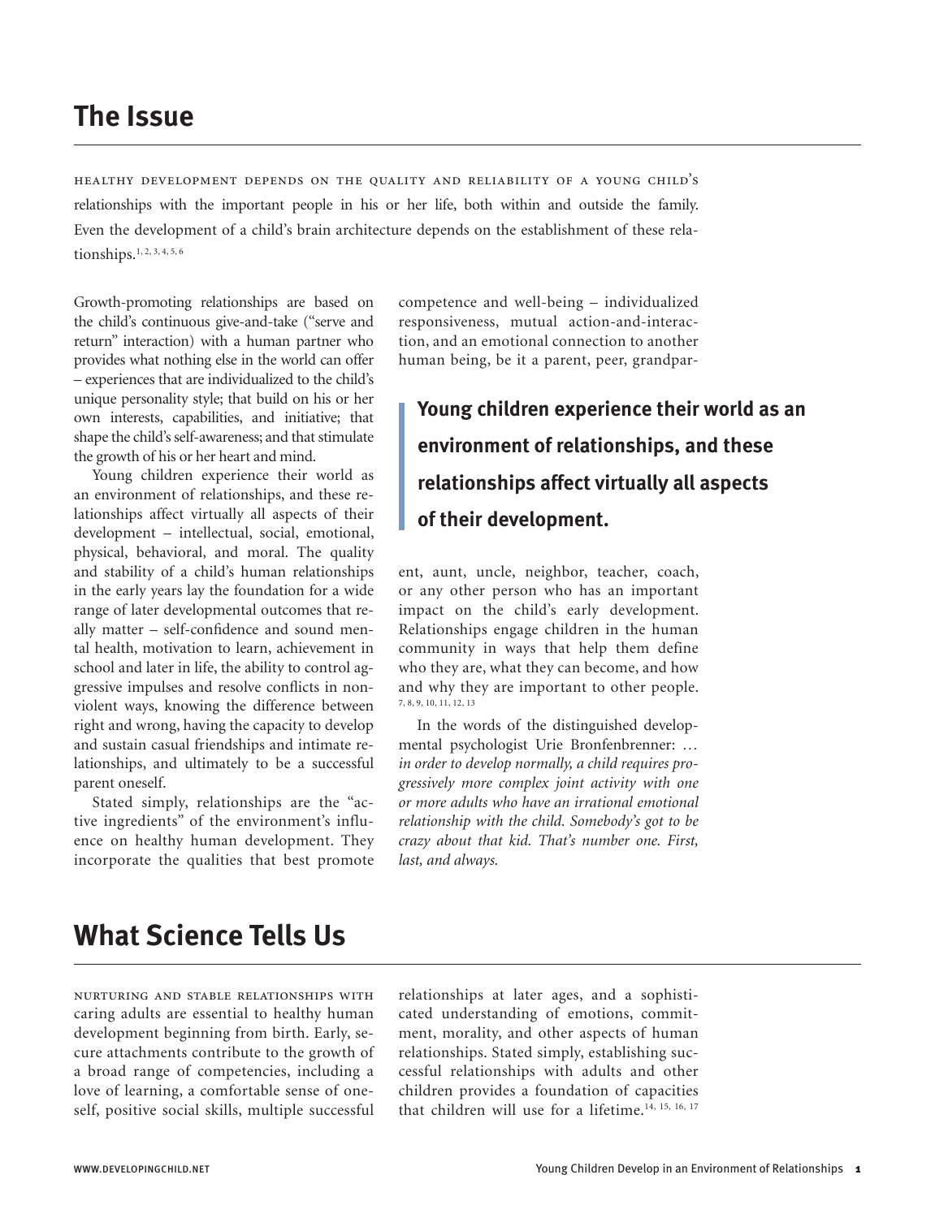## The Issue

HEALTHY DEVELOPMENT DEPENDS ON THE QUALITY AND RELIABILITY OF A YOUNG CHILD'S relationships with the important people in his or her life, both within and outside the family. Even the development of a child's brain architecture depends on the establishment of these relationships.[1, 2, 3, 4, 5, 6]

Growth-promoting relationships are based on the child's continuous give-and-take ("serve and return" interaction) with a human partner who provides what nothing else in the world can offer – experiences that are individualized to the child's unique personality style; that build on his or her own interests, capabilities, and initiative; that shape the child's self-awareness; and that stimulate the growth of his or her heart and mind.

Young children experience their world as an environment of relationships, and these relationships affect virtually all aspects of their development – intellectual, social, emotional, physical, behavioral, and moral. The quality and stability of a child's human relationships in the early years lay the foundation for a wide range of later developmental outcomes that really matter – self-confidence and sound mental health, motivation to learn, achievement in school and later in life, the ability to control aggressive impulses and resolve conflicts in nonviolent ways, knowing the difference between right and wrong, having the capacity to develop and sustain casual friendships and intimate relationships, and ultimately to be a successful parent oneself.

Stated simply, relationships are the "active ingredients" of the environment's influence on healthy human development. They incorporate the qualities that best promote competence and well-being – individualized responsiveness, mutual action-and-interaction, and an emotional connection to another human being, be it a parent, peer, grandparent, aunt, uncle, neighbor, teacher, coach, or any other person who has an important impact on the child's early development. Relationships engage children in the human community in ways that help them define who they are, what they can become, and how and why they are important to other people.[7, 8, 9, 10, 11, 12, 13]

> **Young children experience their world as an environment of relationships, and these relationships affect virtually all aspects of their development.**

In the words of the distinguished developmental psychologist Urie Bronfenbrenner: … *in order to develop normally, a child requires progressively more complex joint activity with one or more adults who have an irrational emotional relationship with the child. Somebody's got to be crazy about that kid. That's number one. First, last, and always.*

## What Science Tells Us

NURTURING AND STABLE RELATIONSHIPS WITH caring adults are essential to healthy human development beginning from birth. Early, secure attachments contribute to the growth of a broad range of competencies, including a love of learning, a comfortable sense of oneself, positive social skills, multiple successful relationships at later ages, and a sophisticated understanding of emotions, commitment, morality, and other aspects of human relationships. Stated simply, establishing successful relationships with adults and other children provides a foundation of capacities that children will use for a lifetime.[14, 15, 16, 17]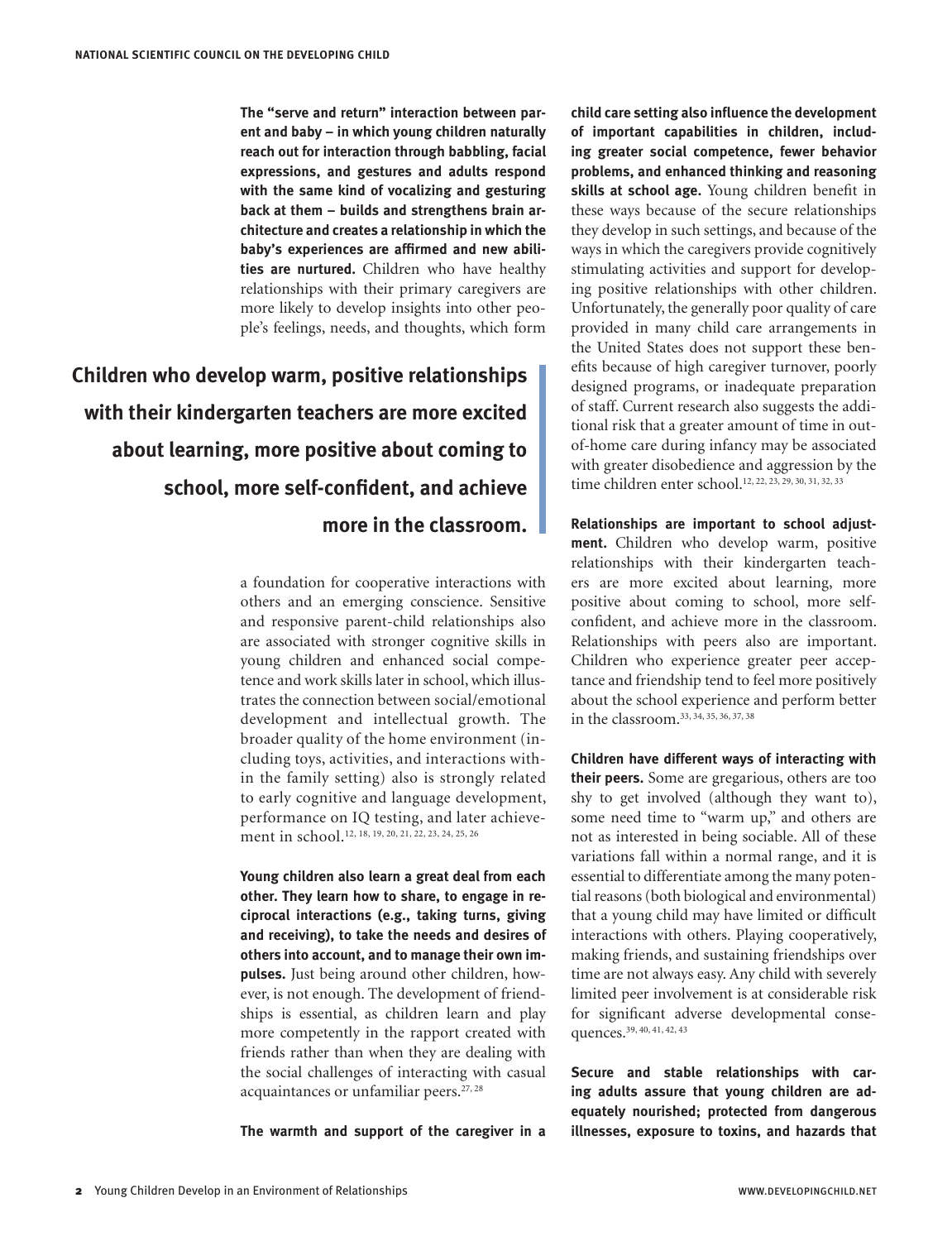**The "serve and return" interaction between parent and baby – in which young children naturally reach out for interaction through babbling, facial expressions, and gestures and adults respond with the same kind of vocalizing and gesturing back at them – builds and strengthens brain architecture and creates a relationship in which the baby's experiences are affirmed and new abilities are nurtured.** Children who have healthy relationships with their primary caregivers are more likely to develop insights into other people's feelings, needs, and thoughts, which form a foundation for cooperative interactions with others and an emerging conscience. Sensitive and responsive parent-child relationships also are associated with stronger cognitive skills in young children and enhanced social competence and work skills later in school, which illustrates the connection between social/emotional development and intellectual growth. The broader quality of the home environment (including toys, activities, and interactions within the family setting) also is strongly related to early cognitive and language development, performance on IQ testing, and later achievement in school.[12, 18, 19, 20, 21, 22, 23, 24, 25, 26]

**Children who develop warm, positive relationships with their kindergarten teachers are more excited about learning, more positive about coming to school, more self-confident, and achieve more in the classroom.**

**Young children also learn a great deal from each other. They learn how to share, to engage in reciprocal interactions (e.g., taking turns, giving and receiving), to take the needs and desires of others into account, and to manage their own impulses.** Just being around other children, however, is not enough. The development of friendships is essential, as children learn and play more competently in the rapport created with friends rather than when they are dealing with the social challenges of interacting with casual acquaintances or unfamiliar peers.[27, 28]

**The warmth and support of the caregiver in a child care setting also influence the development of important capabilities in children, including greater social competence, fewer behavior problems, and enhanced thinking and reasoning skills at school age.** Young children benefit in these ways because of the secure relationships they develop in such settings, and because of the ways in which the caregivers provide cognitively stimulating activities and support for developing positive relationships with other children. Unfortunately, the generally poor quality of care provided in many child care arrangements in the United States does not support these benefits because of high caregiver turnover, poorly designed programs, or inadequate preparation of staff. Current research also suggests the additional risk that a greater amount of time in out-of-home care during infancy may be associated with greater disobedience and aggression by the time children enter school.[12, 22, 23, 29, 30, 31, 32, 33]

**Relationships are important to school adjustment.** Children who develop warm, positive relationships with their kindergarten teachers are more excited about learning, more positive about coming to school, more self-confident, and achieve more in the classroom. Relationships with peers also are important. Children who experience greater peer acceptance and friendship tend to feel more positively about the school experience and perform better in the classroom.[33, 34, 35, 36, 37, 38]

**Children have different ways of interacting with their peers.** Some are gregarious, others are too shy to get involved (although they want to), some need time to "warm up," and others are not as interested in being sociable. All of these variations fall within a normal range, and it is essential to differentiate among the many potential reasons (both biological and environmental) that a young child may have limited or difficult interactions with others. Playing cooperatively, making friends, and sustaining friendships over time are not always easy. Any child with severely limited peer involvement is at considerable risk for significant adverse developmental consequences.[39, 40, 41, 42, 43]

**Secure and stable relationships with caring adults assure that young children are adequately nourished; protected from dangerous illnesses, exposure to toxins, and hazards that**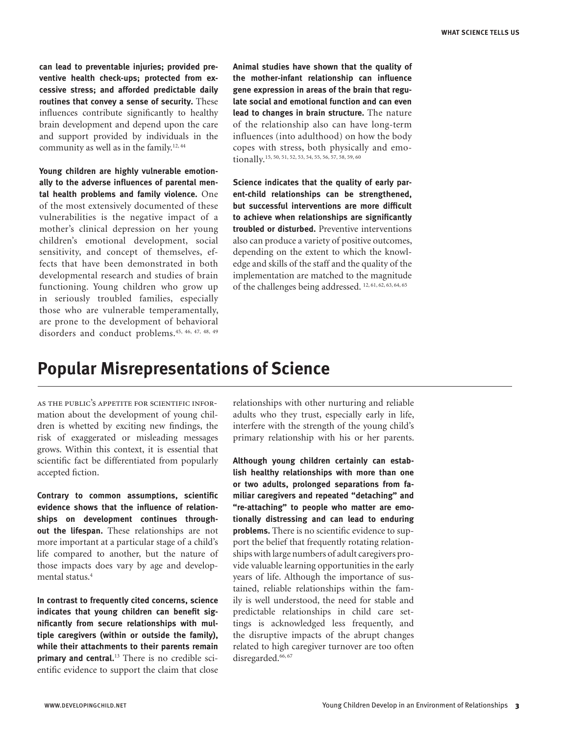**can lead to preventable injuries; provided preventive health check-ups; protected from excessive stress; and afforded predictable daily routines that convey a sense of security.** These influences contribute significantly to healthy brain development and depend upon the care and support provided by individuals in the community as well as in the family.[12, 44]

**Young children are highly vulnerable emotionally to the adverse influences of parental mental health problems and family violence.** One of the most extensively documented of these vulnerabilities is the negative impact of a mother's clinical depression on her young children's emotional development, social sensitivity, and concept of themselves, effects that have been demonstrated in both developmental research and studies of brain functioning. Young children who grow up in seriously troubled families, especially those who are vulnerable temperamentally, are prone to the development of behavioral disorders and conduct problems.[45, 46, 47, 48, 49]

**Animal studies have shown that the quality of the mother-infant relationship can influence gene expression in areas of the brain that regulate social and emotional function and can even lead to changes in brain structure.** The nature of the relationship also can have long-term influences (into adulthood) on how the body copes with stress, both physically and emotionally.[15, 50, 51, 52, 53, 54, 55, 56, 57, 58, 59, 60]

**Science indicates that the quality of early parent-child relationships can be strengthened, but successful interventions are more difficult to achieve when relationships are significantly troubled or disturbed.** Preventive interventions also can produce a variety of positive outcomes, depending on the extent to which the knowledge and skills of the staff and the quality of the implementation are matched to the magnitude of the challenges being addressed.[12, 61, 62, 63, 64, 65]

## Popular Misrepresentations of Science

As the public's appetite for scientific information about the development of young children is whetted by exciting new findings, the risk of exaggerated or misleading messages grows. Within this context, it is essential that scientific fact be differentiated from popularly accepted fiction.

**Contrary to common assumptions, scientific evidence shows that the influence of relationships on development continues throughout the lifespan.** These relationships are not more important at a particular stage of a child's life compared to another, but the nature of those impacts does vary by age and developmental status.[4]

**In contrast to frequently cited concerns, science indicates that young children can benefit significantly from secure relationships with multiple caregivers (within or outside the family), while their attachments to their parents remain primary and central.**[13] There is no credible scientific evidence to support the claim that close relationships with other nurturing and reliable adults who they trust, especially early in life, interfere with the strength of the young child's primary relationship with his or her parents.

**Although young children certainly can establish healthy relationships with more than one or two adults, prolonged separations from familiar caregivers and repeated "detaching" and "re-attaching" to people who matter are emotionally distressing and can lead to enduring problems.** There is no scientific evidence to support the belief that frequently rotating relationships with large numbers of adult caregivers provide valuable learning opportunities in the early years of life. Although the importance of sustained, reliable relationships within the family is well understood, the need for stable and predictable relationships in child care settings is acknowledged less frequently, and the disruptive impacts of the abrupt changes related to high caregiver turnover are too often disregarded.[66, 67]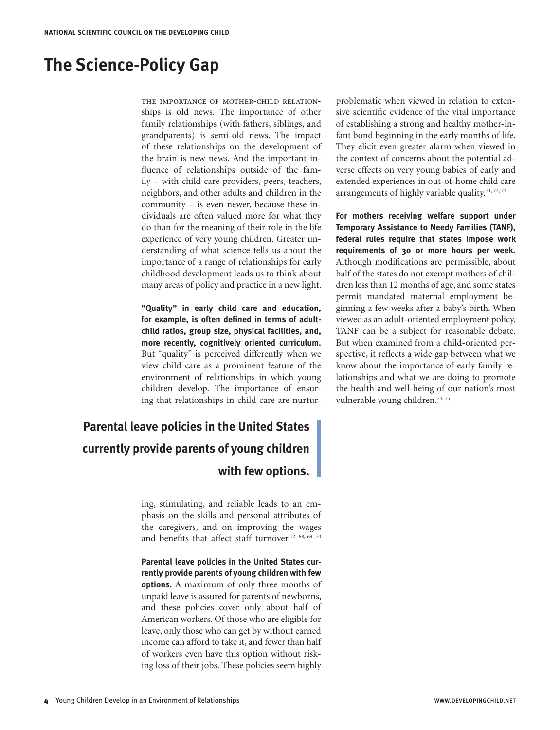## The Science-Policy Gap

The importance of mother-child relationships is old news. The importance of other family relationships (with fathers, siblings, and grandparents) is semi-old news. The impact of these relationships on the development of the brain is new news. And the important influence of relationships outside of the family – with child care providers, peers, teachers, neighbors, and other adults and children in the community – is even newer, because these individuals are often valued more for what they do than for the meaning of their role in the life experience of very young children. Greater understanding of what science tells us about the importance of a range of relationships for early childhood development leads us to think about many areas of policy and practice in a new light.

**"Quality" in early child care and education, for example, is often defined in terms of adult-child ratios, group size, physical facilities, and, more recently, cognitively oriented curriculum.** But "quality" is perceived differently when we view child care as a prominent feature of the environment of relationships in which young children develop. The importance of ensuring that relationships in child care are nurturing, stimulating, and reliable leads to an emphasis on the skills and personal attributes of the caregivers, and on improving the wages and benefits that affect staff turnover.[12, 68, 69, 70]

**Parental leave policies in the United States currently provide parents of young children with few options.**

**Parental leave policies in the United States currently provide parents of young children with few options.** A maximum of only three months of unpaid leave is assured for parents of newborns, and these policies cover only about half of American workers. Of those who are eligible for leave, only those who can get by without earned income can afford to take it, and fewer than half of workers even have this option without risking loss of their jobs. These policies seem highly problematic when viewed in relation to extensive scientific evidence of the vital importance of establishing a strong and healthy mother-infant bond beginning in the early months of life. They elicit even greater alarm when viewed in the context of concerns about the potential adverse effects on very young babies of early and extended experiences in out-of-home child care arrangements of highly variable quality.[71, 72, 73]

**For mothers receiving welfare support under Temporary Assistance to Needy Families (TANF), federal rules require that states impose work requirements of 30 or more hours per week.** Although modifications are permissible, about half of the states do not exempt mothers of children less than 12 months of age, and some states permit mandated maternal employment beginning a few weeks after a baby's birth. When viewed as an adult-oriented employment policy, TANF can be a subject for reasonable debate. But when examined from a child-oriented perspective, it reflects a wide gap between what we know about the importance of early family relationships and what we are doing to promote the health and well-being of our nation's most vulnerable young children.[74, 75]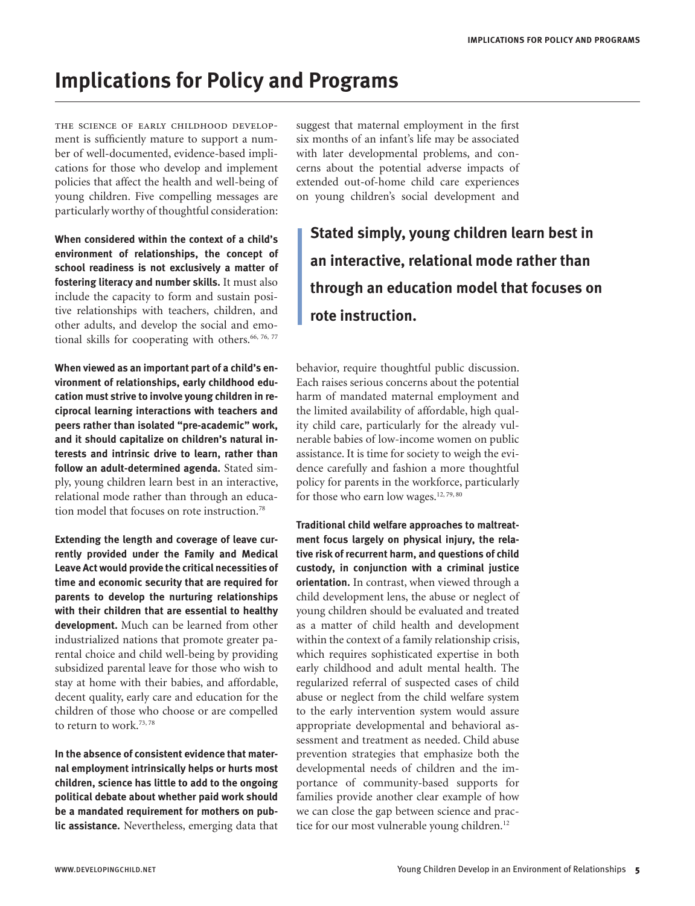# Implications for Policy and Programs

The science of early childhood development is sufficiently mature to support a number of well-documented, evidence-based implications for those who develop and implement policies that affect the health and well-being of young children. Five compelling messages are particularly worthy of thoughtful consideration:

**When considered within the context of a child's environment of relationships, the concept of school readiness is not exclusively a matter of fostering literacy and number skills.** It must also include the capacity to form and sustain positive relationships with teachers, children, and other adults, and develop the social and emotional skills for cooperating with others.[66, 76, 77]

**When viewed as an important part of a child's environment of relationships, early childhood education must strive to involve young children in reciprocal learning interactions with teachers and peers rather than isolated "pre-academic" work, and it should capitalize on children's natural interests and intrinsic drive to learn, rather than follow an adult-determined agenda.** Stated simply, young children learn best in an interactive, relational mode rather than through an education model that focuses on rote instruction.[78]

**Extending the length and coverage of leave currently provided under the Family and Medical Leave Act would provide the critical necessities of time and economic security that are required for parents to develop the nurturing relationships with their children that are essential to healthy development.** Much can be learned from other industrialized nations that promote greater parental choice and child well-being by providing subsidized parental leave for those who wish to stay at home with their babies, and affordable, decent quality, early care and education for the children of those who choose or are compelled to return to work.[73, 78]

**In the absence of consistent evidence that maternal employment intrinsically helps or hurts most children, science has little to add to the ongoing political debate about whether paid work should be a mandated requirement for mothers on public assistance.** Nevertheless, emerging data that suggest that maternal employment in the first six months of an infant's life may be associated with later developmental problems, and concerns about the potential adverse impacts of extended out-of-home child care experiences on young children's social development and behavior, require thoughtful public discussion. Each raises serious concerns about the potential harm of mandated maternal employment and the limited availability of affordable, high quality child care, particularly for the already vulnerable babies of low-income women on public assistance. It is time for society to weigh the evidence carefully and fashion a more thoughtful policy for parents in the workforce, particularly for those who earn low wages.[12, 79, 80]

> **Stated simply, young children learn best in an interactive, relational mode rather than through an education model that focuses on rote instruction.**

**Traditional child welfare approaches to maltreatment focus largely on physical injury, the relative risk of recurrent harm, and questions of child custody, in conjunction with a criminal justice orientation.** In contrast, when viewed through a child development lens, the abuse or neglect of young children should be evaluated and treated as a matter of child health and development within the context of a family relationship crisis, which requires sophisticated expertise in both early childhood and adult mental health. The regularized referral of suspected cases of child abuse or neglect from the child welfare system to the early intervention system would assure appropriate developmental and behavioral assessment and treatment as needed. Child abuse prevention strategies that emphasize both the developmental needs of children and the importance of community-based supports for families provide another clear example of how we can close the gap between science and practice for our most vulnerable young children.[12]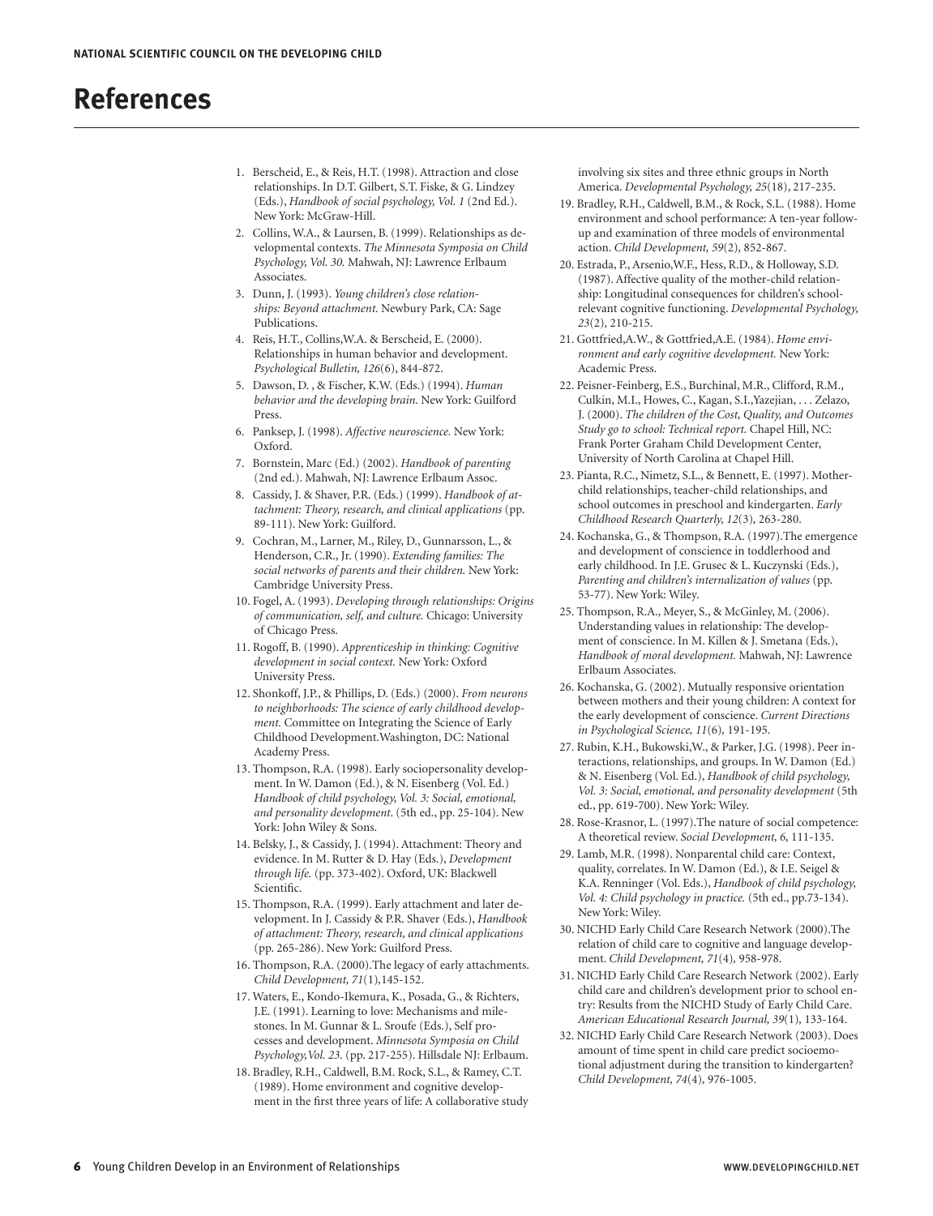# References

1. Berscheid, E., & Reis, H.T. (1998). Attraction and close relationships. In D.T. Gilbert, S.T. Fiske, & G. Lindzey (Eds.), *Handbook of social psychology, Vol. 1* (2nd Ed.). New York: McGraw-Hill.
2. Collins, W.A., & Laursen, B. (1999). Relationships as developmental contexts. *The Minnesota Symposia on Child Psychology, Vol. 30.* Mahwah, NJ: Lawrence Erlbaum Associates.
3. Dunn, J. (1993). *Young children's close relationships: Beyond attachment.* Newbury Park, CA: Sage Publications.
4. Reis, H.T., Collins,W.A. & Berscheid, E. (2000). Relationships in human behavior and development. *Psychological Bulletin, 126*(6), 844-872.
5. Dawson, D. , & Fischer, K.W. (Eds.) (1994). *Human behavior and the developing brain.* New York: Guilford Press.
6. Panksep, J. (1998). *Affective neuroscience.* New York: Oxford.
7. Bornstein, Marc (Ed.) (2002). *Handbook of parenting* (2nd ed.). Mahwah, NJ: Lawrence Erlbaum Assoc.
8. Cassidy, J. & Shaver, P.R. (Eds.) (1999). *Handbook of attachment: Theory, research, and clinical applications* (pp. 89-111). New York: Guilford.
9. Cochran, M., Larner, M., Riley, D., Gunnarsson, L., & Henderson, C.R., Jr. (1990). *Extending families: The social networks of parents and their children.* New York: Cambridge University Press.
10. Fogel, A. (1993). *Developing through relationships: Origins of communication, self, and culture.* Chicago: University of Chicago Press.
11. Rogoff, B. (1990). *Apprenticeship in thinking: Cognitive development in social context.* New York: Oxford University Press.
12. Shonkoff, J.P., & Phillips, D. (Eds.) (2000). *From neurons to neighborhoods: The science of early childhood development.* Committee on Integrating the Science of Early Childhood Development.Washington, DC: National Academy Press.
13. Thompson, R.A. (1998). Early sociopersonality development. In W. Damon (Ed.), & N. Eisenberg (Vol. Ed.) *Handbook of child psychology, Vol. 3: Social, emotional, and personality development.* (5th ed., pp. 25-104). New York: John Wiley & Sons.
14. Belsky, J., & Cassidy, J. (1994). Attachment: Theory and evidence. In M. Rutter & D. Hay (Eds.), *Development through life.* (pp. 373-402). Oxford, UK: Blackwell Scientific.
15. Thompson, R.A. (1999). Early attachment and later development. In J. Cassidy & P.R. Shaver (Eds.), *Handbook of attachment: Theory, research, and clinical applications* (pp. 265-286). New York: Guilford Press.
16. Thompson, R.A. (2000).The legacy of early attachments. *Child Development, 71*(1),145-152.
17. Waters, E., Kondo-Ikemura, K., Posada, G., & Richters, J.E. (1991). Learning to love: Mechanisms and milestones. In M. Gunnar & L. Sroufe (Eds.), Self processes and development. *Minnesota Symposia on Child Psychology,Vol. 23.* (pp. 217-255). Hillsdale NJ: Erlbaum.
18. Bradley, R.H., Caldwell, B.M. Rock, S.L., & Ramey, C.T. (1989). Home environment and cognitive development in the first three years of life: A collaborative study involving six sites and three ethnic groups in North America. *Developmental Psychology, 25*(18), 217-235.
19. Bradley, R.H., Caldwell, B.M., & Rock, S.L. (1988). Home environment and school performance: A ten-year followup and examination of three models of environmental action. *Child Development, 59*(2), 852-867.
20. Estrada, P., Arsenio,W.F., Hess, R.D., & Holloway, S.D. (1987). Affective quality of the mother-child relationship: Longitudinal consequences for children's schoolrelevant cognitive functioning. *Developmental Psychology, 23*(2), 210-215.
21. Gottfried,A.W., & Gottfried,A.E. (1984). *Home environment and early cognitive development.* New York: Academic Press.
22. Peisner-Feinberg, E.S., Burchinal, M.R., Clifford, R.M., Culkin, M.I., Howes, C., Kagan, S.I.,Yazejian, . . . Zelazo, J. (2000). *The children of the Cost, Quality, and Outcomes Study go to school: Technical report.* Chapel Hill, NC: Frank Porter Graham Child Development Center, University of North Carolina at Chapel Hill.
23. Pianta, R.C., Nimetz, S.L., & Bennett, E. (1997). Motherchild relationships, teacher-child relationships, and school outcomes in preschool and kindergarten. *Early Childhood Research Quarterly, 12*(3), 263-280.
24. Kochanska, G., & Thompson, R.A. (1997).The emergence and development of conscience in toddlerhood and early childhood. In J.E. Grusec & L. Kuczynski (Eds.), *Parenting and children's internalization of values* (pp. 53-77). New York: Wiley.
25. Thompson, R.A., Meyer, S., & McGinley, M. (2006). Understanding values in relationship: The development of conscience. In M. Killen & J. Smetana (Eds.), *Handbook of moral development.* Mahwah, NJ: Lawrence Erlbaum Associates.
26. Kochanska, G. (2002). Mutually responsive orientation between mothers and their young children: A context for the early development of conscience. *Current Directions in Psychological Science, 11*(6), 191-195.
27. Rubin, K.H., Bukowski,W., & Parker, J.G. (1998). Peer interactions, relationships, and groups. In W. Damon (Ed.) & N. Eisenberg (Vol. Ed.), *Handbook of child psychology, Vol. 3: Social, emotional, and personality development* (5th ed., pp. 619-700). New York: Wiley.
28. Rose-Krasnor, L. (1997).The nature of social competence: A theoretical review. *Social Development, 6,* 111-135.
29. Lamb, M.R. (1998). Nonparental child care: Context, quality, correlates. In W. Damon (Ed.), & I.E. Seigel & K.A. Renninger (Vol. Eds.), *Handbook of child psychology, Vol. 4: Child psychology in practice.* (5th ed., pp.73-134). New York: Wiley.
30. NICHD Early Child Care Research Network (2000).The relation of child care to cognitive and language development. *Child Development, 71*(4), 958-978.
31. NICHD Early Child Care Research Network (2002). Early child care and children's development prior to school entry: Results from the NICHD Study of Early Child Care. *American Educational Research Journal, 39*(1), 133-164.
32. NICHD Early Child Care Research Network (2003). Does amount of time spent in child care predict socioemotional adjustment during the transition to kindergarten? *Child Development, 74*(4), 976-1005.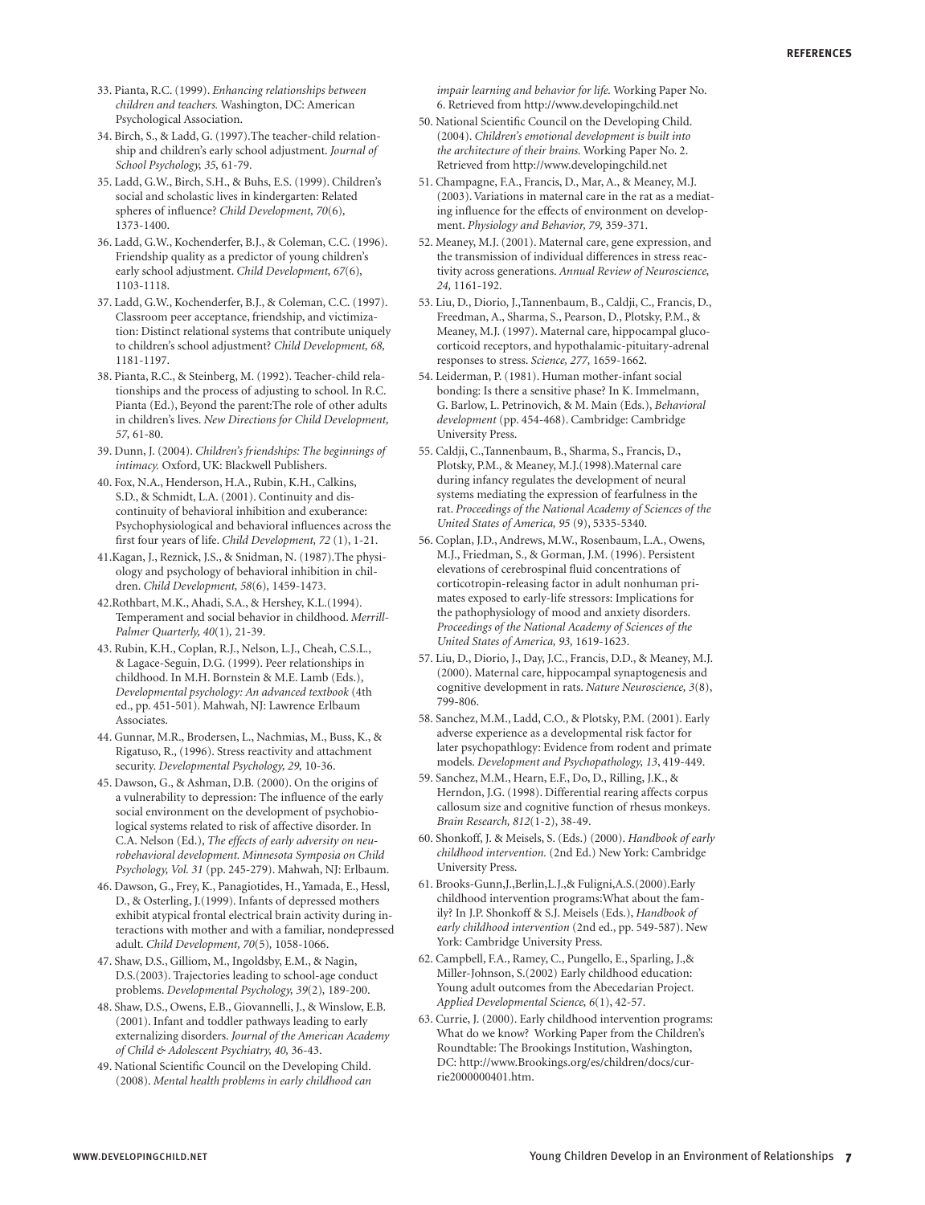33. Pianta, R.C. (1999). *Enhancing relationships between children and teachers.* Washington, DC: American Psychological Association.

34. Birch, S., & Ladd, G. (1997).The teacher-child relationship and children's early school adjustment. *Journal of School Psychology, 35,* 61-79.

35. Ladd, G.W., Birch, S.H., & Buhs, E.S. (1999). Children's social and scholastic lives in kindergarten: Related spheres of influence? *Child Development, 70*(6), 1373-1400.

36. Ladd, G.W., Kochenderfer, B.J., & Coleman, C.C. (1996). Friendship quality as a predictor of young children's early school adjustment. *Child Development, 67*(6), 1103-1118.

37. Ladd, G.W., Kochenderfer, B.J., & Coleman, C.C. (1997). Classroom peer acceptance, friendship, and victimization: Distinct relational systems that contribute uniquely to children's school adjustment? *Child Development, 68,* 1181-1197.

38. Pianta, R.C., & Steinberg, M. (1992). Teacher-child relationships and the process of adjusting to school. In R.C. Pianta (Ed.), Beyond the parent:The role of other adults in children's lives. *New Directions for Child Development, 57,* 61-80.

39. Dunn, J. (2004). *Children's friendships: The beginnings of intimacy.* Oxford, UK: Blackwell Publishers.

40. Fox, N.A., Henderson, H.A., Rubin, K.H., Calkins, S.D., & Schmidt, L.A. (2001). Continuity and discontinuity of behavioral inhibition and exuberance: Psychophysiological and behavioral influences across the first four years of life. *Child Development, 72* (1), 1-21.

41.Kagan, J., Reznick, J.S., & Snidman, N. (1987).The physiology and psychology of behavioral inhibition in children. *Child Development, 58*(6), 1459-1473.

42.Rothbart, M.K., Ahadi, S.A., & Hershey, K.L.(1994). Temperament and social behavior in childhood. *Merrill-Palmer Quarterly, 40*(1), 21-39.

43. Rubin, K.H., Coplan, R.J., Nelson, L.J., Cheah, C.S.L., & Lagace-Seguin, D.G. (1999). Peer relationships in childhood. In M.H. Bornstein & M.E. Lamb (Eds.), *Developmental psychology: An advanced textbook* (4th ed., pp. 451-501). Mahwah, NJ: Lawrence Erlbaum Associates.

44. Gunnar, M.R., Brodersen, L., Nachmias, M., Buss, K., & Rigatuso, R., (1996). Stress reactivity and attachment security. *Developmental Psychology, 29,* 10-36.

45. Dawson, G., & Ashman, D.B. (2000). On the origins of a vulnerability to depression: The influence of the early social environment on the development of psychobiological systems related to risk of affective disorder. In C.A. Nelson (Ed.), *The effects of early adversity on neurobehavioral development. Minnesota Symposia on Child Psychology, Vol. 31* (pp. 245-279). Mahwah, NJ: Erlbaum.

46. Dawson, G., Frey, K., Panagiotides, H., Yamada, E., Hessl, D., & Osterling, J.(1999). Infants of depressed mothers exhibit atypical frontal electrical brain activity during interactions with mother and with a familiar, nondepressed adult. *Child Development, 70*(5), 1058-1066.

47. Shaw, D.S., Gilliom, M., Ingoldsby, E.M., & Nagin, D.S.(2003). Trajectories leading to school-age conduct problems. *Developmental Psychology, 39*(2), 189-200.

48. Shaw, D.S., Owens, E.B., Giovannelli, J., & Winslow, E.B. (2001). Infant and toddler pathways leading to early externalizing disorders. *Journal of the American Academy of Child & Adolescent Psychiatry, 40,* 36-43.

49. National Scientific Council on the Developing Child. (2008). *Mental health problems in early childhood can impair learning and behavior for life.* Working Paper No. 6. Retrieved from http://www.developingchild.net

50. National Scientific Council on the Developing Child. (2004). *Children's emotional development is built into the architecture of their brains.* Working Paper No. 2. Retrieved from http://www.developingchild.net

51. Champagne, F.A., Francis, D., Mar, A., & Meaney, M.J. (2003). Variations in maternal care in the rat as a mediating influence for the effects of environment on development. *Physiology and Behavior, 79,* 359-371.

52. Meaney, M.J. (2001). Maternal care, gene expression, and the transmission of individual differences in stress reactivity across generations. *Annual Review of Neuroscience, 24,* 1161-192.

53. Liu, D., Diorio, J.,Tannenbaum, B., Caldji, C., Francis, D., Freedman, A., Sharma, S., Pearson, D., Plotsky, P.M., & Meaney, M.J. (1997). Maternal care, hippocampal glucocorticoid receptors, and hypothalamic-pituitary-adrenal responses to stress. *Science, 277,* 1659-1662.

54. Leiderman, P. (1981). Human mother-infant social bonding: Is there a sensitive phase? In K. Immelmann, G. Barlow, L. Petrinovich, & M. Main (Eds.), *Behavioral development* (pp. 454-468). Cambridge: Cambridge University Press.

55. Caldji, C.,Tannenbaum, B., Sharma, S., Francis, D., Plotsky, P.M., & Meaney, M.J.(1998).Maternal care during infancy regulates the development of neural systems mediating the expression of fearfulness in the rat. *Proceedings of the National Academy of Sciences of the United States of America, 95* (9), 5335-5340.

56. Coplan, J.D., Andrews, M.W., Rosenbaum, L.A., Owens, M.J., Friedman, S., & Gorman, J.M. (1996). Persistent elevations of cerebrospinal fluid concentrations of corticotropin-releasing factor in adult nonhuman primates exposed to early-life stressors: Implications for the pathophysiology of mood and anxiety disorders. *Proceedings of the National Academy of Sciences of the United States of America, 93,* 1619-1623.

57. Liu, D., Diorio, J., Day, J.C., Francis, D.D., & Meaney, M.J. (2000). Maternal care, hippocampal synaptogenesis and cognitive development in rats. *Nature Neuroscience, 3*(8), 799-806.

58. Sanchez, M.M., Ladd, C.O., & Plotsky, P.M. (2001). Early adverse experience as a developmental risk factor for later psychopathlogy: Evidence from rodent and primate models. *Development and Psychopathology, 13*, 419-449.

59. Sanchez, M.M., Hearn, E.F., Do, D., Rilling, J.K., & Herndon, J.G. (1998). Differential rearing affects corpus callosum size and cognitive function of rhesus monkeys. *Brain Research, 812*(1-2), 38-49.

60. Shonkoff, J. & Meisels, S. (Eds.) (2000). *Handbook of early childhood intervention.* (2nd Ed.) New York: Cambridge University Press.

61. Brooks-Gunn,J.,Berlin,L.J.,& Fuligni,A.S.(2000).Early childhood intervention programs:What about the family? In J.P. Shonkoff & S.J. Meisels (Eds.), *Handbook of early childhood intervention* (2nd ed., pp. 549-587). New York: Cambridge University Press.

62. Campbell, F.A., Ramey, C., Pungello, E., Sparling, J.,& Miller-Johnson, S.(2002) Early childhood education: Young adult outcomes from the Abecedarian Project. *Applied Developmental Science, 6*(1), 42-57.

63. Currie, J. (2000). Early childhood intervention programs: What do we know? Working Paper from the Children's Roundtable: The Brookings Institution, Washington, DC: http://www.Brookings.org/es/children/docs/currie2000000401.htm.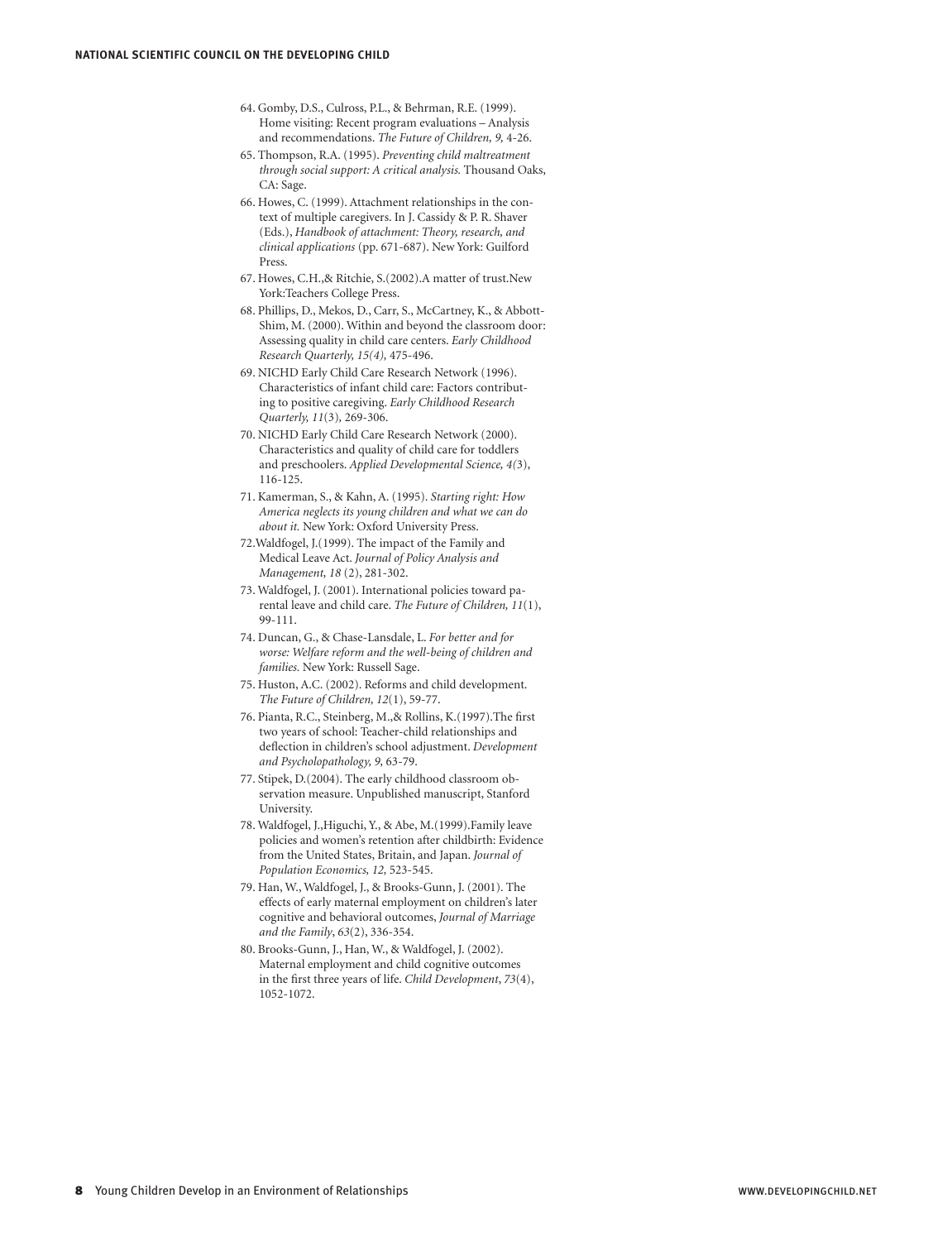64. Gomby, D.S., Culross, P.L., & Behrman, R.E. (1999). Home visiting: Recent program evaluations – Analysis and recommendations. *The Future of Children, 9,* 4-26.
65. Thompson, R.A. (1995). *Preventing child maltreatment through social support: A critical analysis.* Thousand Oaks, CA: Sage.
66. Howes, C. (1999). Attachment relationships in the context of multiple caregivers. In J. Cassidy & P. R. Shaver (Eds.), *Handbook of attachment: Theory, research, and clinical applications* (pp. 671-687). New York: Guilford Press.
67. Howes, C.H.,& Ritchie, S.(2002).A matter of trust.New York:Teachers College Press.
68. Phillips, D., Mekos, D., Carr, S., McCartney, K., & Abbott-Shim, M. (2000). Within and beyond the classroom door: Assessing quality in child care centers. *Early Childhood Research Quarterly, 15(4),* 475-496.
69. NICHD Early Child Care Research Network (1996). Characteristics of infant child care: Factors contributing to positive caregiving. *Early Childhood Research Quarterly, 11*(3), 269-306.
70. NICHD Early Child Care Research Network (2000). Characteristics and quality of child care for toddlers and preschoolers. *Applied Developmental Science, 4(*3), 116-125.
71. Kamerman, S., & Kahn, A. (1995). *Starting right: How America neglects its young children and what we can do about it.* New York: Oxford University Press.
72. Waldfogel, J.(1999). The impact of the Family and Medical Leave Act. *Journal of Policy Analysis and Management, 18* (2), 281-302.
73. Waldfogel, J. (2001). International policies toward parental leave and child care. *The Future of Children, 11*(1), 99-111.
74. Duncan, G., & Chase-Lansdale, L. *For better and for worse: Welfare reform and the well-being of children and families.* New York: Russell Sage.
75. Huston, A.C. (2002). Reforms and child development. *The Future of Children, 12*(1), 59-77.
76. Pianta, R.C., Steinberg, M.,& Rollins, K.(1997).The first two years of school: Teacher-child relationships and deflection in children's school adjustment. *Development and Psycholopathology, 9,* 63-79.
77. Stipek, D.(2004). The early childhood classroom observation measure. Unpublished manuscript, Stanford University.
78. Waldfogel, J.,Higuchi, Y., & Abe, M.(1999).Family leave policies and women's retention after childbirth: Evidence from the United States, Britain, and Japan. *Journal of Population Economics, 12,* 523-545.
79. Han, W., Waldfogel, J., & Brooks-Gunn, J. (2001). The effects of early maternal employment on children's later cognitive and behavioral outcomes, *Journal of Marriage and the Family*, *63*(2), 336-354.
80. Brooks-Gunn, J., Han, W., & Waldfogel, J. (2002). Maternal employment and child cognitive outcomes in the first three years of life. *Child Development*, *73*(4), 1052-1072.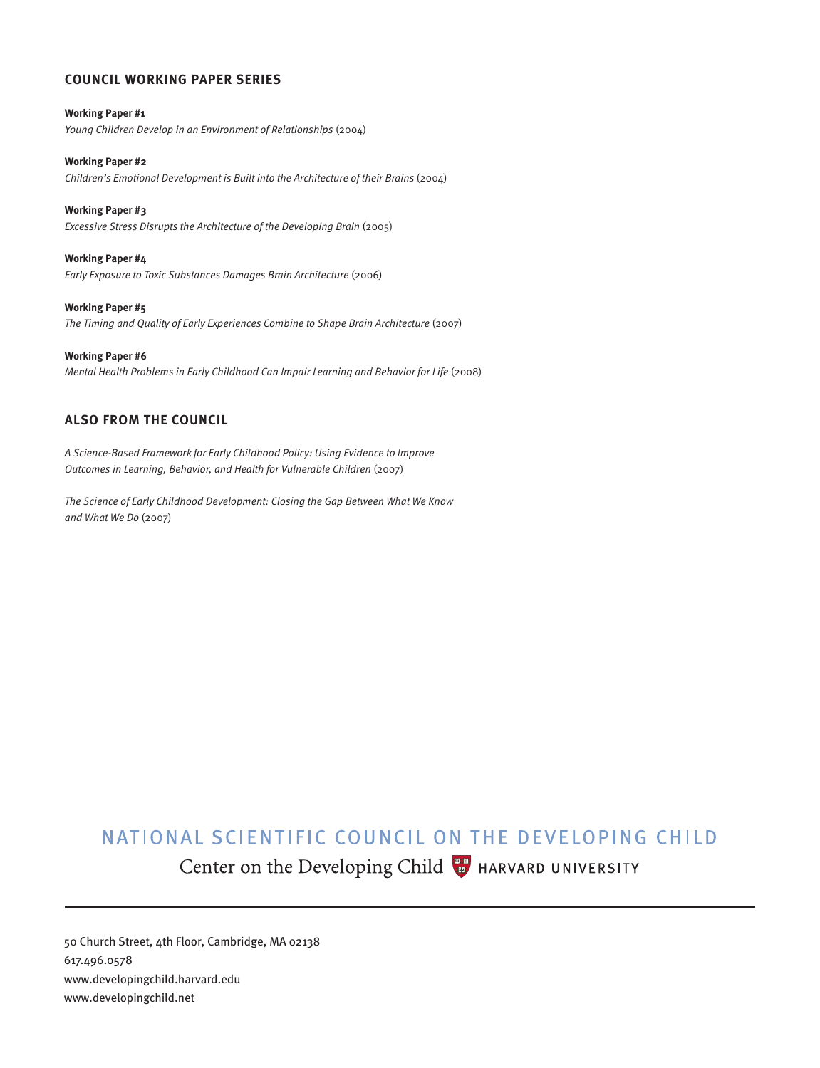## COUNCIL WORKING PAPER SERIES

**Working Paper #1**
*Young Children Develop in an Environment of Relationships* (2004)

**Working Paper #2**
*Children's Emotional Development is Built into the Architecture of their Brains* (2004)

**Working Paper #3**
*Excessive Stress Disrupts the Architecture of the Developing Brain* (2005)

**Working Paper #4**
*Early Exposure to Toxic Substances Damages Brain Architecture* (2006)

**Working Paper #5**
*The Timing and Quality of Early Experiences Combine to Shape Brain Architecture* (2007)

**Working Paper #6**
*Mental Health Problems in Early Childhood Can Impair Learning and Behavior for Life* (2008)

## ALSO FROM THE COUNCIL

*A Science-Based Framework for Early Childhood Policy: Using Evidence to Improve Outcomes in Learning, Behavior, and Health for Vulnerable Children* (2007)

*The Science of Early Childhood Development: Closing the Gap Between What We Know and What We Do* (2007)

NATIONAL SCIENTIFIC COUNCIL ON THE DEVELOPING CHILD

Center on the Developing Child HARVARD UNIVERSITY

---

50 Church Street, 4th Floor, Cambridge, MA 02138
617.496.0578
www.developingchild.harvard.edu
www.developingchild.net